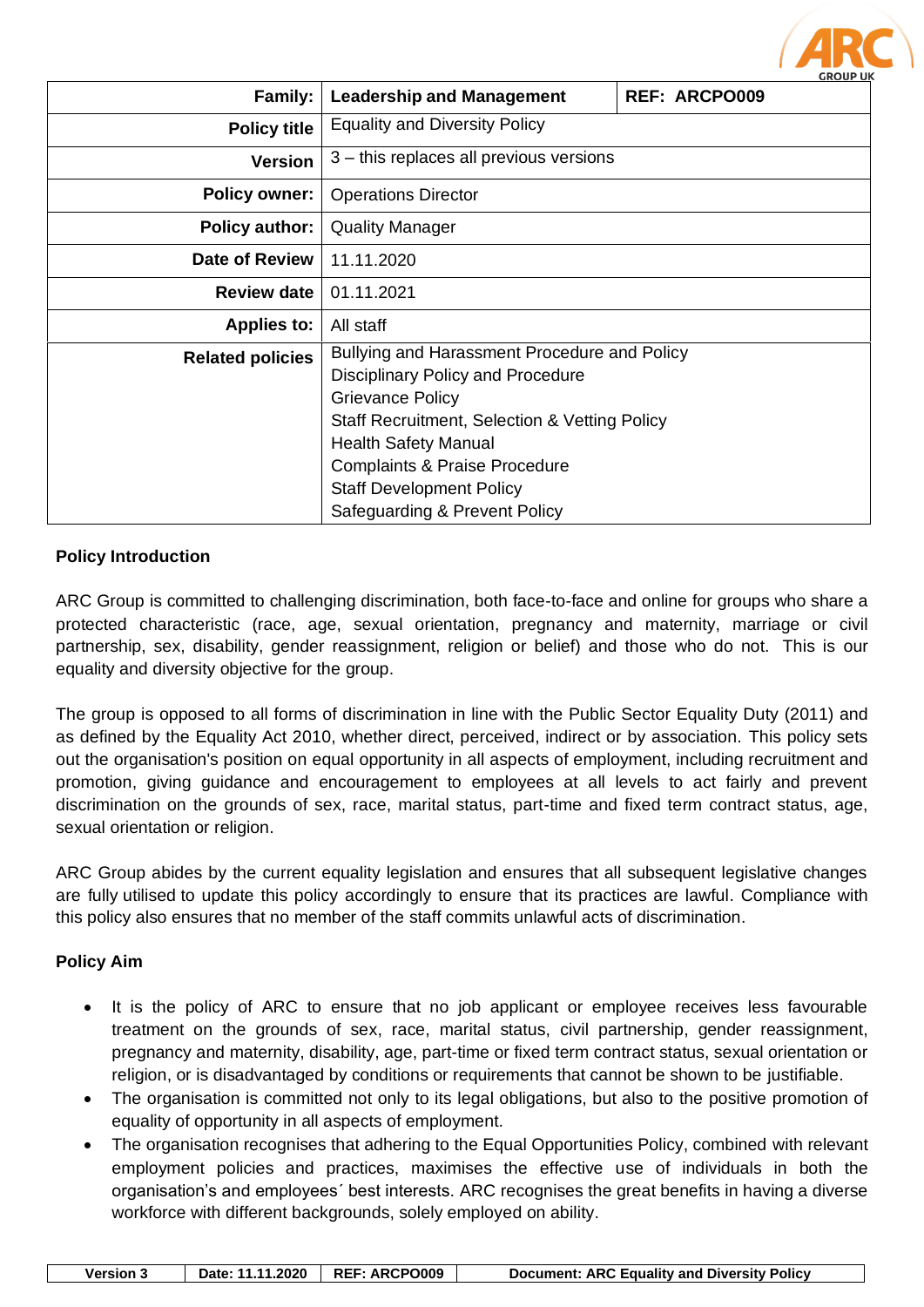| Family: | Leadership and Management | REF: ARCPO009 |
|---|---|---|
| Policy title | Equality and Diversity Policy | |
| Version | 3 – this replaces all previous versions | |
| Policy owner: | Operations Director | |
| Policy author: | Quality Manager | |
| Date of Review | 11.11.2020 | |
| Review date | 01.11.2021 | |
| Applies to: | All staff | |
| Related policies | Bullying and Harassment Procedure and Policy<br>Disciplinary Policy and Procedure<br>Grievance Policy<br>Staff Recruitment, Selection & Vetting Policy<br>Health Safety Manual<br>Complaints & Praise Procedure<br>Staff Development Policy<br>Safeguarding & Prevent Policy | |

**Policy Introduction**

ARC Group is committed to challenging discrimination, both face-to-face and online for groups who share a protected characteristic (race, age, sexual orientation, pregnancy and maternity, marriage or civil partnership, sex, disability, gender reassignment, religion or belief) and those who do not. This is our equality and diversity objective for the group.

The group is opposed to all forms of discrimination in line with the Public Sector Equality Duty (2011) and as defined by the Equality Act 2010, whether direct, perceived, indirect or by association. This policy sets out the organisation's position on equal opportunity in all aspects of employment, including recruitment and promotion, giving guidance and encouragement to employees at all levels to act fairly and prevent discrimination on the grounds of sex, race, marital status, part-time and fixed term contract status, age, sexual orientation or religion.

ARC Group abides by the current equality legislation and ensures that all subsequent legislative changes are fully utilised to update this policy accordingly to ensure that its practices are lawful. Compliance with this policy also ensures that no member of the staff commits unlawful acts of discrimination.

**Policy Aim**

- It is the policy of ARC to ensure that no job applicant or employee receives less favourable treatment on the grounds of sex, race, marital status, civil partnership, gender reassignment, pregnancy and maternity, disability, age, part-time or fixed term contract status, sexual orientation or religion, or is disadvantaged by conditions or requirements that cannot be shown to be justifiable.
- The organisation is committed not only to its legal obligations, but also to the positive promotion of equality of opportunity in all aspects of employment.
- The organisation recognises that adhering to the Equal Opportunities Policy, combined with relevant employment policies and practices, maximises the effective use of individuals in both the organisation's and employees´ best interests. ARC recognises the great benefits in having a diverse workforce with different backgrounds, solely employed on ability.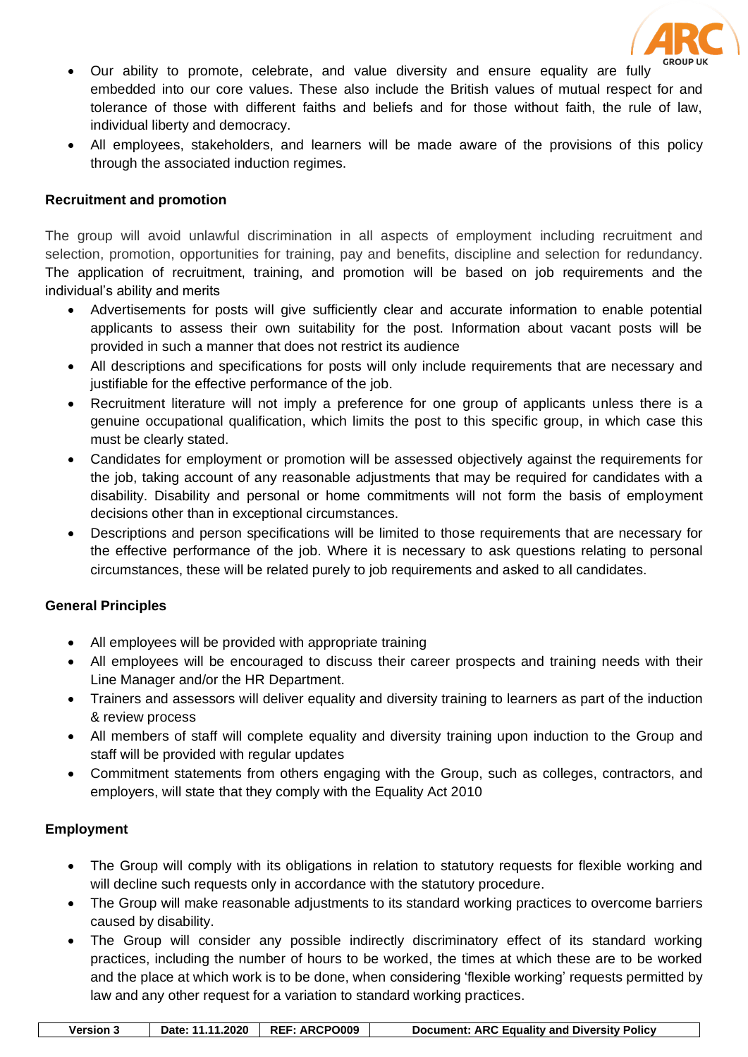- Our ability to promote, celebrate, and value diversity and ensure equality are fully embedded into our core values. These also include the British values of mutual respect for and tolerance of those with different faiths and beliefs and for those without faith, the rule of law, individual liberty and democracy.
- All employees, stakeholders, and learners will be made aware of the provisions of this policy through the associated induction regimes.

**Recruitment and promotion**

The group will avoid unlawful discrimination in all aspects of employment including recruitment and selection, promotion, opportunities for training, pay and benefits, discipline and selection for redundancy. The application of recruitment, training, and promotion will be based on job requirements and the individual's ability and merits

- Advertisements for posts will give sufficiently clear and accurate information to enable potential applicants to assess their own suitability for the post. Information about vacant posts will be provided in such a manner that does not restrict its audience
- All descriptions and specifications for posts will only include requirements that are necessary and justifiable for the effective performance of the job.
- Recruitment literature will not imply a preference for one group of applicants unless there is a genuine occupational qualification, which limits the post to this specific group, in which case this must be clearly stated.
- Candidates for employment or promotion will be assessed objectively against the requirements for the job, taking account of any reasonable adjustments that may be required for candidates with a disability. Disability and personal or home commitments will not form the basis of employment decisions other than in exceptional circumstances.
- Descriptions and person specifications will be limited to those requirements that are necessary for the effective performance of the job. Where it is necessary to ask questions relating to personal circumstances, these will be related purely to job requirements and asked to all candidates.

**General Principles**

- All employees will be provided with appropriate training
- All employees will be encouraged to discuss their career prospects and training needs with their Line Manager and/or the HR Department.
- Trainers and assessors will deliver equality and diversity training to learners as part of the induction & review process
- All members of staff will complete equality and diversity training upon induction to the Group and staff will be provided with regular updates
- Commitment statements from others engaging with the Group, such as colleges, contractors, and employers, will state that they comply with the Equality Act 2010

**Employment**

- The Group will comply with its obligations in relation to statutory requests for flexible working and will decline such requests only in accordance with the statutory procedure.
- The Group will make reasonable adjustments to its standard working practices to overcome barriers caused by disability.
- The Group will consider any possible indirectly discriminatory effect of its standard working practices, including the number of hours to be worked, the times at which these are to be worked and the place at which work is to be done, when considering 'flexible working' requests permitted by law and any other request for a variation to standard working practices.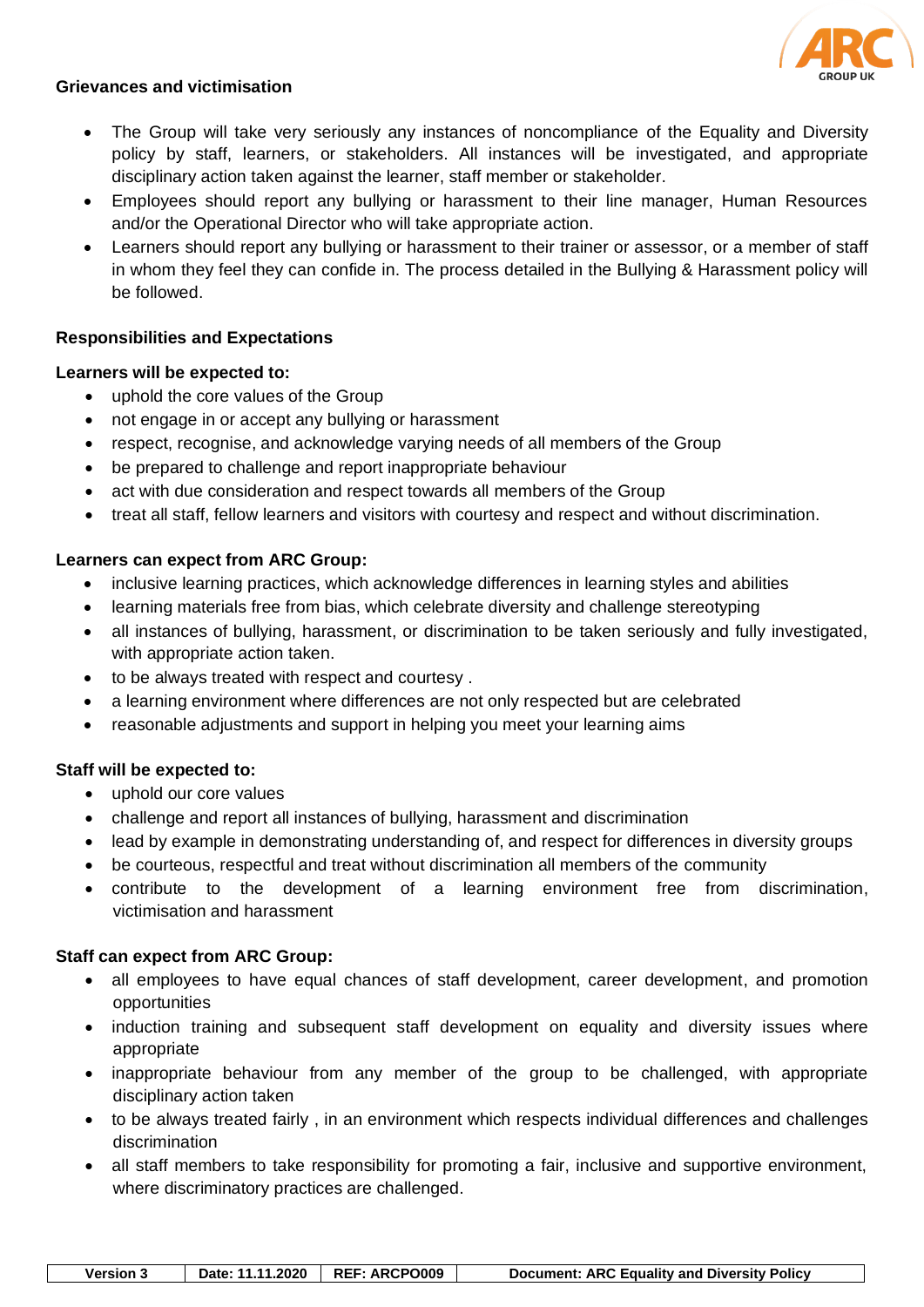**Grievances and victimisation**

- The Group will take very seriously any instances of noncompliance of the Equality and Diversity policy by staff, learners, or stakeholders. All instances will be investigated, and appropriate disciplinary action taken against the learner, staff member or stakeholder.
- Employees should report any bullying or harassment to their line manager, Human Resources and/or the Operational Director who will take appropriate action.
- Learners should report any bullying or harassment to their trainer or assessor, or a member of staff in whom they feel they can confide in. The process detailed in the Bullying & Harassment policy will be followed.

**Responsibilities and Expectations**

**Learners will be expected to:**

- uphold the core values of the Group
- not engage in or accept any bullying or harassment
- respect, recognise, and acknowledge varying needs of all members of the Group
- be prepared to challenge and report inappropriate behaviour
- act with due consideration and respect towards all members of the Group
- treat all staff, fellow learners and visitors with courtesy and respect and without discrimination.

**Learners can expect from ARC Group:**

- inclusive learning practices, which acknowledge differences in learning styles and abilities
- learning materials free from bias, which celebrate diversity and challenge stereotyping
- all instances of bullying, harassment, or discrimination to be taken seriously and fully investigated, with appropriate action taken.
- to be always treated with respect and courtesy .
- a learning environment where differences are not only respected but are celebrated
- reasonable adjustments and support in helping you meet your learning aims

**Staff will be expected to:**

- uphold our core values
- challenge and report all instances of bullying, harassment and discrimination
- lead by example in demonstrating understanding of, and respect for differences in diversity groups
- be courteous, respectful and treat without discrimination all members of the community
- contribute to the development of a learning environment free from discrimination, victimisation and harassment

**Staff can expect from ARC Group:**

- all employees to have equal chances of staff development, career development, and promotion opportunities
- induction training and subsequent staff development on equality and diversity issues where appropriate
- inappropriate behaviour from any member of the group to be challenged, with appropriate disciplinary action taken
- to be always treated fairly , in an environment which respects individual differences and challenges discrimination
- all staff members to take responsibility for promoting a fair, inclusive and supportive environment, where discriminatory practices are challenged.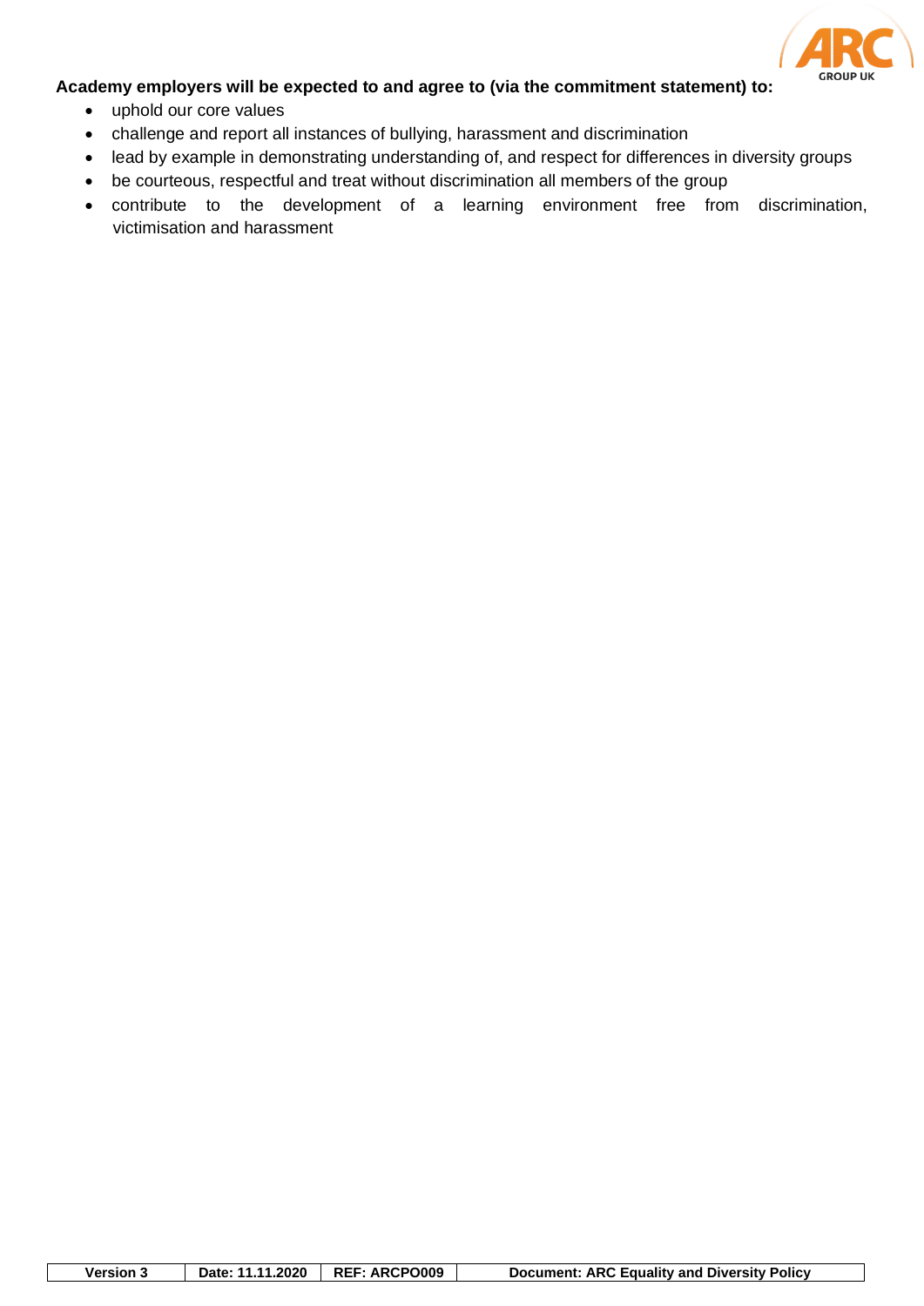**Academy employers will be expected to and agree to (via the commitment statement) to:**

- uphold our core values
- challenge and report all instances of bullying, harassment and discrimination
- lead by example in demonstrating understanding of, and respect for differences in diversity groups
- be courteous, respectful and treat without discrimination all members of the group
- contribute to the development of a learning environment free from discrimination, victimisation and harassment